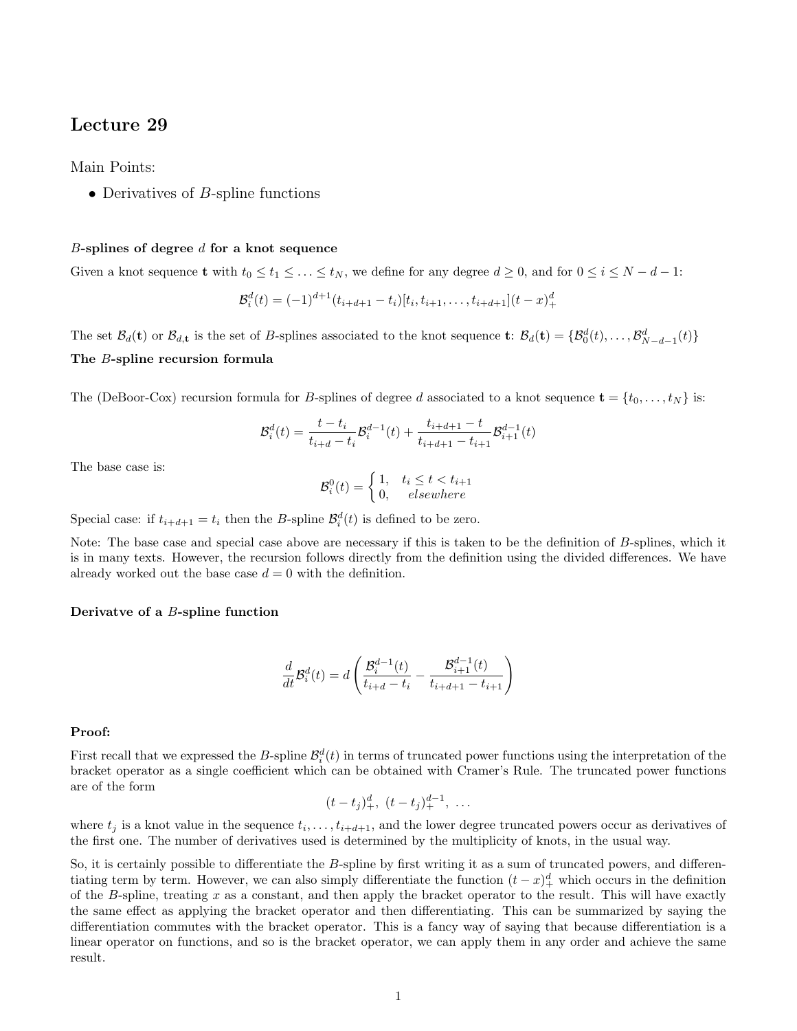# Lecture 29

Main Points:

- Derivatives of $B$-spline functions

***$B$*-splines of degree *$d$* for a knot sequence**

Given a knot sequence $\mathbf{t}$ with $t_0 \leq t_1 \leq \ldots \leq t_N$, we define for any degree $d \geq 0$, and for $0 \leq i \leq N-d-1$:

$$\mathcal{B}_i^d(t) = (-1)^{d+1}(t_{i+d+1} - t_i)[t_i, t_{i+1}, \ldots, t_{i+d+1}](t-x)_+^d$$

The set $\mathcal{B}_d(\mathbf{t})$ or $\mathcal{B}_{d,\mathbf{t}}$ is the set of $B$-splines associated to the knot sequence $\mathbf{t}$: $\mathcal{B}_d(\mathbf{t}) = \{\mathcal{B}_0^d(t), \ldots, \mathcal{B}_{N-d-1}^d(t)\}$

**The $B$-spline recursion formula**

The (DeBoor-Cox) recursion formula for $B$-splines of degree $d$ associated to a knot sequence $\mathbf{t} = \{t_0, \ldots, t_N\}$ is:

$$\mathcal{B}_i^d(t) = \frac{t - t_i}{t_{i+d} - t_i}\mathcal{B}_i^{d-1}(t) + \frac{t_{i+d+1} - t}{t_{i+d+1} - t_{i+1}}\mathcal{B}_{i+1}^{d-1}(t)$$

The base case is:

$$\mathcal{B}_i^0(t) = \begin{cases} 1, & t_i \leq t < t_{i+1} \\ 0, & elsewhere \end{cases}$$

Special case: if $t_{i+d+1} = t_i$ then the $B$-spline $\mathcal{B}_i^d(t)$ is defined to be zero.

Note: The base case and special case above are necessary if this is taken to be the definition of $B$-splines, which it is in many texts. However, the recursion follows directly from the definition using the divided differences. We have already worked out the base case $d = 0$ with the definition.

**Derivatve of a $B$-spline function**

$$\frac{d}{dt}\mathcal{B}_i^d(t) = d\left(\frac{\mathcal{B}_i^{d-1}(t)}{t_{i+d} - t_i} - \frac{\mathcal{B}_{i+1}^{d-1}(t)}{t_{i+d+1} - t_{i+1}}\right)$$

**Proof:**

First recall that we expressed the $B$-spline $\mathcal{B}_i^d(t)$ in terms of truncated power functions using the interpretation of the bracket operator as a single coefficient which can be obtained with Cramer's Rule. The truncated power functions are of the form

$$(t - t_j)_+^d, \ (t - t_j)_+^{d-1}, \ \ldots$$

where $t_j$ is a knot value in the sequence $t_i, \ldots, t_{i+d+1}$, and the lower degree truncated powers occur as derivatives of the first one. The number of derivatives used is determined by the multiplicity of knots, in the usual way.

So, it is certainly possible to differentiate the $B$-spline by first writing it as a sum of truncated powers, and differentiating term by term. However, we can also simply differentiate the function $(t-x)_+^d$ which occurs in the definition of the $B$-spline, treating $x$ as a constant, and then apply the bracket operator to the result. This will have exactly the same effect as applying the bracket operator and then differentiating. This can be summarized by saying the differentiation commutes with the bracket operator. This is a fancy way of saying that because differentiation is a linear operator on functions, and so is the bracket operator, we can apply them in any order and achieve the same result.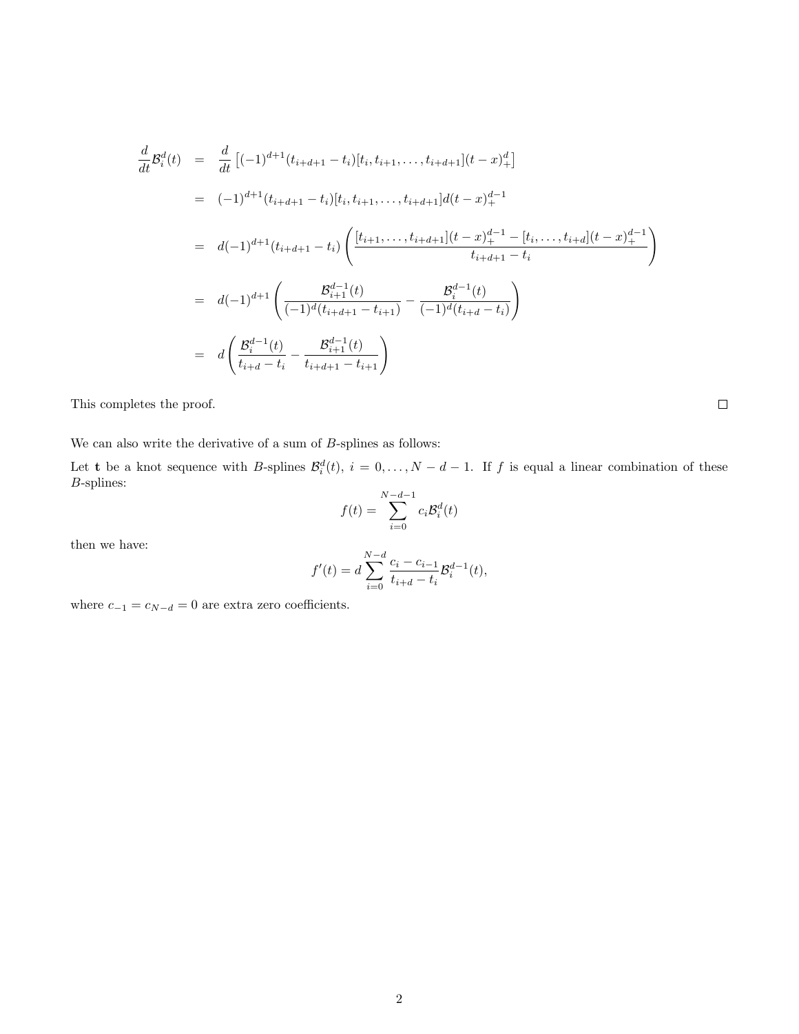$$
\begin{aligned}
\frac{d}{dt}\mathcal{B}_i^d(t) &= \frac{d}{dt}\left[(-1)^{d+1}(t_{i+d+1}-t_i)[t_i,t_{i+1},\ldots,t_{i+d+1}](t-x)_+^d\right] \\
&= (-1)^{d+1}(t_{i+d+1}-t_i)[t_i,t_{i+1},\ldots,t_{i+d+1}]d(t-x)_+^{d-1} \\
&= d(-1)^{d+1}(t_{i+d+1}-t_i)\left(\frac{[t_{i+1},\ldots,t_{i+d+1}](t-x)_+^{d-1}-[t_i,\ldots,t_{i+d}](t-x)_+^{d-1}}{t_{i+d+1}-t_i}\right) \\
&= d(-1)^{d+1}\left(\frac{\mathcal{B}_{i+1}^{d-1}(t)}{(-1)^d(t_{i+d+1}-t_{i+1})}-\frac{\mathcal{B}_i^{d-1}(t)}{(-1)^d(t_{i+d}-t_i)}\right) \\
&= d\left(\frac{\mathcal{B}_i^{d-1}(t)}{t_{i+d}-t_i}-\frac{\mathcal{B}_{i+1}^{d-1}(t)}{t_{i+d+1}-t_{i+1}}\right)
\end{aligned}
$$

This completes the proof. □

We can also write the derivative of a sum of $B$-splines as follows:

Let $\mathbf{t}$ be a knot sequence with $B$-splines $\mathcal{B}_i^d(t)$, $i = 0,\ldots,N-d-1$. If $f$ is equal a linear combination of these $B$-splines:

$$
f(t) = \sum_{i=0}^{N-d-1} c_i \mathcal{B}_i^d(t)
$$

then we have:

$$
f'(t) = d\sum_{i=0}^{N-d} \frac{c_i - c_{i-1}}{t_{i+d}-t_i}\mathcal{B}_i^{d-1}(t),
$$

where $c_{-1} = c_{N-d} = 0$ are extra zero coefficients.